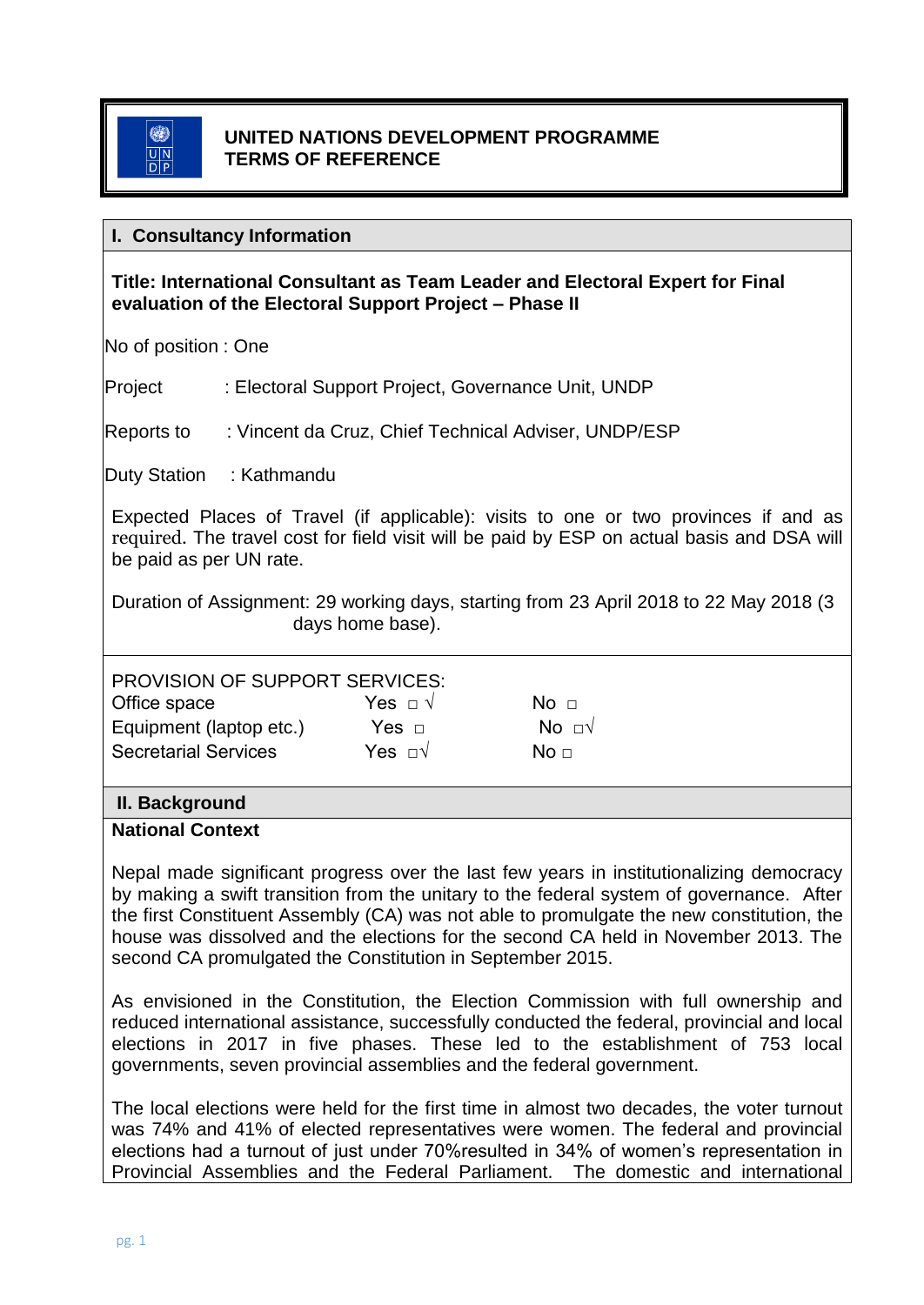**UNITED NATIONS DEVELOPMENT PROGRAMME**
**TERMS OF REFERENCE**

## I. Consultancy Information

**Title: International Consultant as Team Leader and Electoral Expert for Final evaluation of the Electoral Support Project – Phase II**

No of position : One

Project : Electoral Support Project, Governance Unit, UNDP

Reports to : Vincent da Cruz, Chief Technical Adviser, UNDP/ESP

Duty Station : Kathmandu

Expected Places of Travel (if applicable): visits to one or two provinces if and as required. The travel cost for field visit will be paid by ESP on actual basis and DSA will be paid as per UN rate.

Duration of Assignment: 29 working days, starting from 23 April 2018 to 22 May 2018 (3 days home base).

PROVISION OF SUPPORT SERVICES:

| | | |
|---|---|---|
| Office space | Yes □ √ | No □ |
| Equipment (laptop etc.) | Yes □ | No □√ |
| Secretarial Services | Yes □√ | No □ |

## II. Background

**National Context**

Nepal made significant progress over the last few years in institutionalizing democracy by making a swift transition from the unitary to the federal system of governance. After the first Constituent Assembly (CA) was not able to promulgate the new constitution, the house was dissolved and the elections for the second CA held in November 2013. The second CA promulgated the Constitution in September 2015.

As envisioned in the Constitution, the Election Commission with full ownership and reduced international assistance, successfully conducted the federal, provincial and local elections in 2017 in five phases. These led to the establishment of 753 local governments, seven provincial assemblies and the federal government.

The local elections were held for the first time in almost two decades, the voter turnout was 74% and 41% of elected representatives were women. The federal and provincial elections had a turnout of just under 70%resulted in 34% of women's representation in Provincial Assemblies and the Federal Parliament. The domestic and international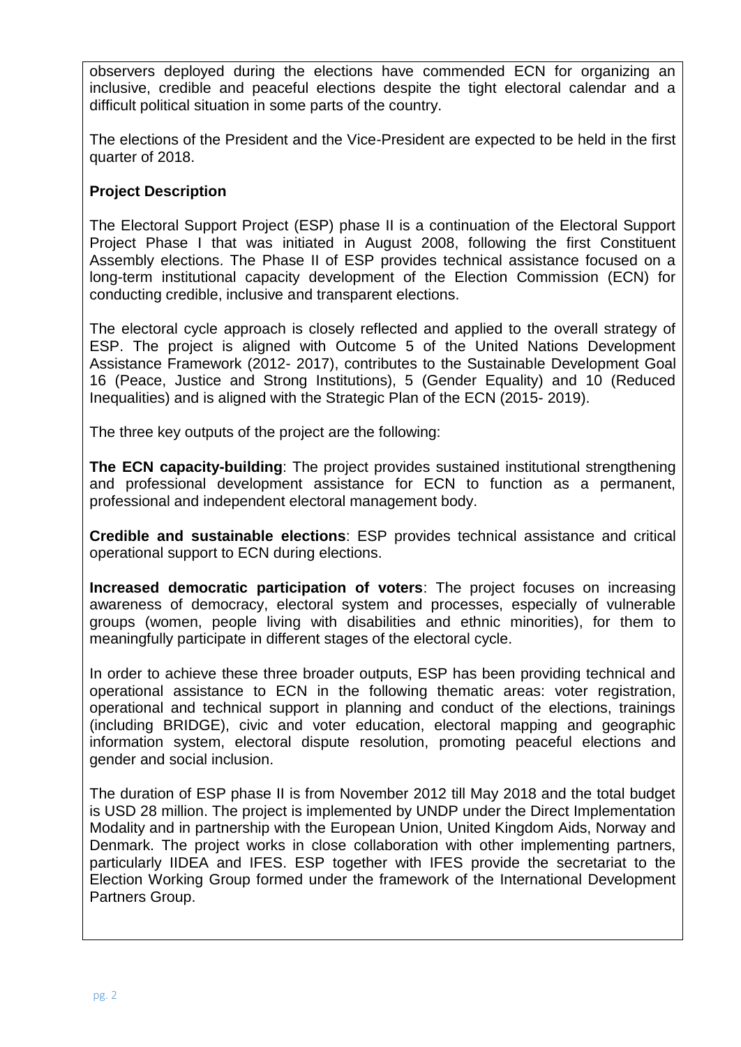observers deployed during the elections have commended ECN for organizing an inclusive, credible and peaceful elections despite the tight electoral calendar and a difficult political situation in some parts of the country.

The elections of the President and the Vice-President are expected to be held in the first quarter of 2018.

**Project Description**

The Electoral Support Project (ESP) phase II is a continuation of the Electoral Support Project Phase I that was initiated in August 2008, following the first Constituent Assembly elections. The Phase II of ESP provides technical assistance focused on a long-term institutional capacity development of the Election Commission (ECN) for conducting credible, inclusive and transparent elections.

The electoral cycle approach is closely reflected and applied to the overall strategy of ESP. The project is aligned with Outcome 5 of the United Nations Development Assistance Framework (2012- 2017), contributes to the Sustainable Development Goal 16 (Peace, Justice and Strong Institutions), 5 (Gender Equality) and 10 (Reduced Inequalities) and is aligned with the Strategic Plan of the ECN (2015- 2019).

The three key outputs of the project are the following:

**The ECN capacity-building**: The project provides sustained institutional strengthening and professional development assistance for ECN to function as a permanent, professional and independent electoral management body.

**Credible and sustainable elections**: ESP provides technical assistance and critical operational support to ECN during elections.

**Increased democratic participation of voters**: The project focuses on increasing awareness of democracy, electoral system and processes, especially of vulnerable groups (women, people living with disabilities and ethnic minorities), for them to meaningfully participate in different stages of the electoral cycle.

In order to achieve these three broader outputs, ESP has been providing technical and operational assistance to ECN in the following thematic areas: voter registration, operational and technical support in planning and conduct of the elections, trainings (including BRIDGE), civic and voter education, electoral mapping and geographic information system, electoral dispute resolution, promoting peaceful elections and gender and social inclusion.

The duration of ESP phase II is from November 2012 till May 2018 and the total budget is USD 28 million. The project is implemented by UNDP under the Direct Implementation Modality and in partnership with the European Union, United Kingdom Aids, Norway and Denmark. The project works in close collaboration with other implementing partners, particularly IIDEA and IFES. ESP together with IFES provide the secretariat to the Election Working Group formed under the framework of the International Development Partners Group.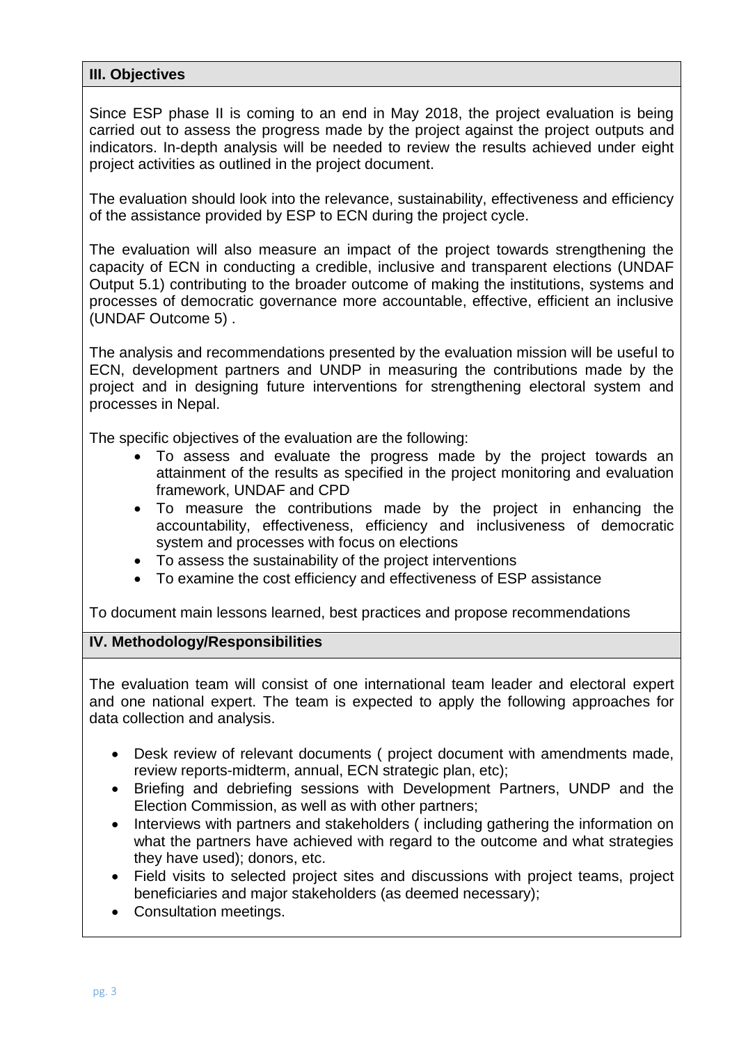## III. Objectives

Since ESP phase II is coming to an end in May 2018, the project evaluation is being carried out to assess the progress made by the project against the project outputs and indicators. In-depth analysis will be needed to review the results achieved under eight project activities as outlined in the project document.

The evaluation should look into the relevance, sustainability, effectiveness and efficiency of the assistance provided by ESP to ECN during the project cycle.

The evaluation will also measure an impact of the project towards strengthening the capacity of ECN in conducting a credible, inclusive and transparent elections (UNDAF Output 5.1) contributing to the broader outcome of making the institutions, systems and processes of democratic governance more accountable, effective, efficient an inclusive (UNDAF Outcome 5) .

The analysis and recommendations presented by the evaluation mission will be useful to ECN, development partners and UNDP in measuring the contributions made by the project and in designing future interventions for strengthening electoral system and processes in Nepal.

The specific objectives of the evaluation are the following:

- To assess and evaluate the progress made by the project towards an attainment of the results as specified in the project monitoring and evaluation framework, UNDAF and CPD
- To measure the contributions made by the project in enhancing the accountability, effectiveness, efficiency and inclusiveness of democratic system and processes with focus on elections
- To assess the sustainability of the project interventions
- To examine the cost efficiency and effectiveness of ESP assistance

To document main lessons learned, best practices and propose recommendations

## IV. Methodology/Responsibilities

The evaluation team will consist of one international team leader and electoral expert and one national expert. The team is expected to apply the following approaches for data collection and analysis.

- Desk review of relevant documents ( project document with amendments made, review reports-midterm, annual, ECN strategic plan, etc);
- Briefing and debriefing sessions with Development Partners, UNDP and the Election Commission, as well as with other partners;
- Interviews with partners and stakeholders ( including gathering the information on what the partners have achieved with regard to the outcome and what strategies they have used); donors, etc.
- Field visits to selected project sites and discussions with project teams, project beneficiaries and major stakeholders (as deemed necessary);
- Consultation meetings.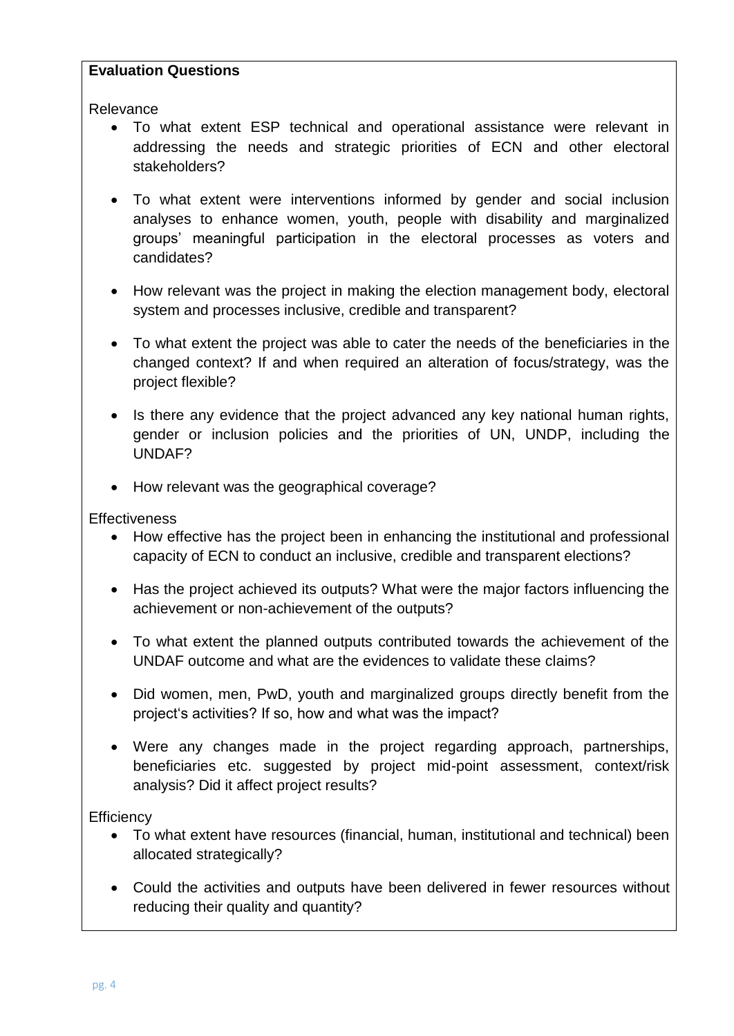**Evaluation Questions**

Relevance

- To what extent ESP technical and operational assistance were relevant in addressing the needs and strategic priorities of ECN and other electoral stakeholders?
- To what extent were interventions informed by gender and social inclusion analyses to enhance women, youth, people with disability and marginalized groups' meaningful participation in the electoral processes as voters and candidates?
- How relevant was the project in making the election management body, electoral system and processes inclusive, credible and transparent?
- To what extent the project was able to cater the needs of the beneficiaries in the changed context? If and when required an alteration of focus/strategy, was the project flexible?
- Is there any evidence that the project advanced any key national human rights, gender or inclusion policies and the priorities of UN, UNDP, including the UNDAF?
- How relevant was the geographical coverage?

Effectiveness

- How effective has the project been in enhancing the institutional and professional capacity of ECN to conduct an inclusive, credible and transparent elections?
- Has the project achieved its outputs? What were the major factors influencing the achievement or non-achievement of the outputs?
- To what extent the planned outputs contributed towards the achievement of the UNDAF outcome and what are the evidences to validate these claims?
- Did women, men, PwD, youth and marginalized groups directly benefit from the project's activities? If so, how and what was the impact?
- Were any changes made in the project regarding approach, partnerships, beneficiaries etc. suggested by project mid-point assessment, context/risk analysis? Did it affect project results?

Efficiency

- To what extent have resources (financial, human, institutional and technical) been allocated strategically?
- Could the activities and outputs have been delivered in fewer resources without reducing their quality and quantity?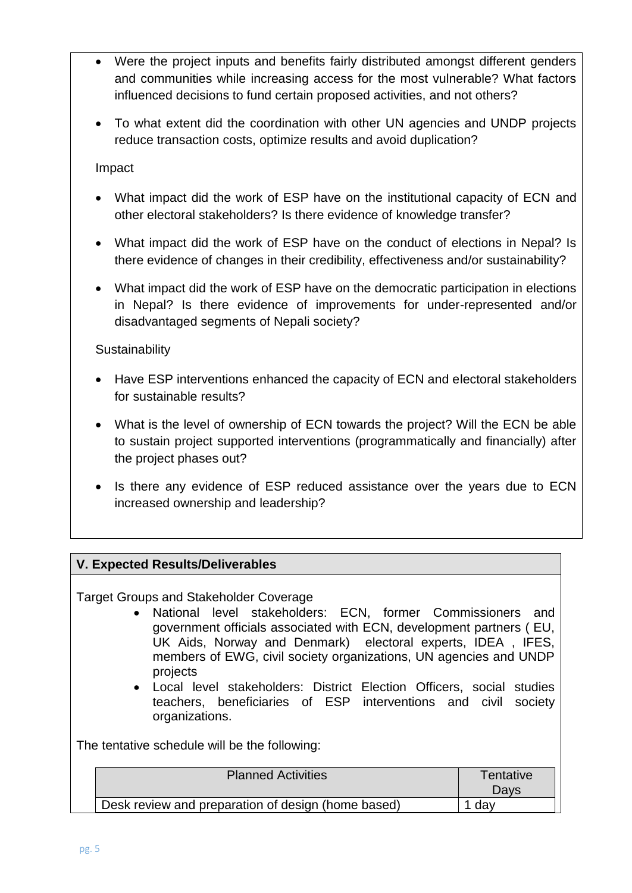- Were the project inputs and benefits fairly distributed amongst different genders and communities while increasing access for the most vulnerable? What factors influenced decisions to fund certain proposed activities, and not others?
- To what extent did the coordination with other UN agencies and UNDP projects reduce transaction costs, optimize results and avoid duplication?

Impact

- What impact did the work of ESP have on the institutional capacity of ECN and other electoral stakeholders? Is there evidence of knowledge transfer?
- What impact did the work of ESP have on the conduct of elections in Nepal? Is there evidence of changes in their credibility, effectiveness and/or sustainability?
- What impact did the work of ESP have on the democratic participation in elections in Nepal? Is there evidence of improvements for under-represented and/or disadvantaged segments of Nepali society?

Sustainability

- Have ESP interventions enhanced the capacity of ECN and electoral stakeholders for sustainable results?
- What is the level of ownership of ECN towards the project? Will the ECN be able to sustain project supported interventions (programmatically and financially) after the project phases out?
- Is there any evidence of ESP reduced assistance over the years due to ECN increased ownership and leadership?

## V. Expected Results/Deliverables

Target Groups and Stakeholder Coverage

- National level stakeholders: ECN, former Commissioners and government officials associated with ECN, development partners ( EU, UK Aids, Norway and Denmark) electoral experts, IDEA , IFES, members of EWG, civil society organizations, UN agencies and UNDP projects
- Local level stakeholders: District Election Officers, social studies teachers, beneficiaries of ESP interventions and civil society organizations.

The tentative schedule will be the following:

| Planned Activities | Tentative Days |
|---|---|
| Desk review and preparation of design (home based) | 1 day |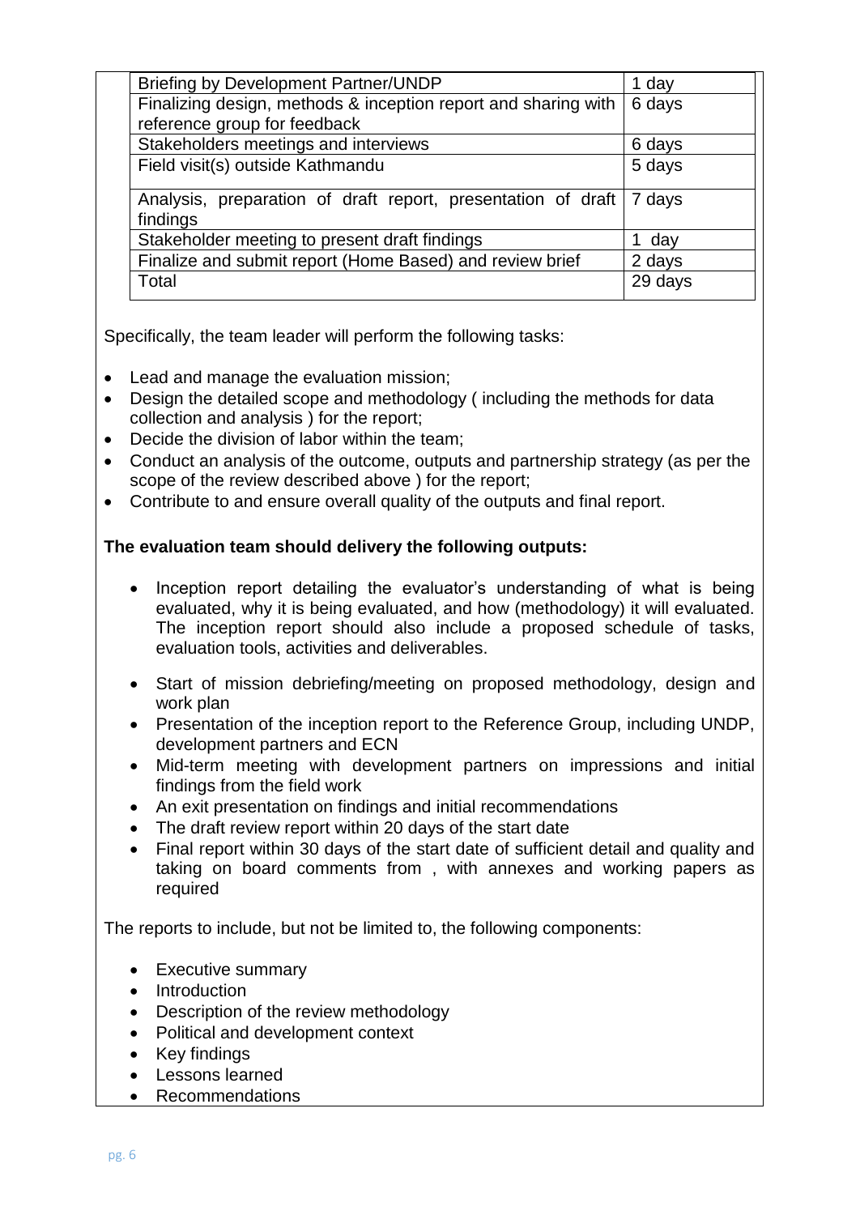| Briefing by Development Partner/UNDP | 1 day |
|---|---|
| Finalizing design, methods & inception report and sharing with reference group for feedback | 6 days |
| Stakeholders meetings and interviews | 6 days |
| Field visit(s) outside Kathmandu | 5 days |
| Analysis, preparation of draft report, presentation of draft findings | 7 days |
| Stakeholder meeting to present draft findings | 1 day |
| Finalize and submit report (Home Based) and review brief | 2 days |
| Total | 29 days |

Specifically, the team leader will perform the following tasks:

- Lead and manage the evaluation mission;
- Design the detailed scope and methodology ( including the methods for data collection and analysis ) for the report;
- Decide the division of labor within the team;
- Conduct an analysis of the outcome, outputs and partnership strategy (as per the scope of the review described above ) for the report;
- Contribute to and ensure overall quality of the outputs and final report.

**The evaluation team should delivery the following outputs:**

- Inception report detailing the evaluator's understanding of what is being evaluated, why it is being evaluated, and how (methodology) it will evaluated. The inception report should also include a proposed schedule of tasks, evaluation tools, activities and deliverables.
- Start of mission debriefing/meeting on proposed methodology, design and work plan
- Presentation of the inception report to the Reference Group, including UNDP, development partners and ECN
- Mid-term meeting with development partners on impressions and initial findings from the field work
- An exit presentation on findings and initial recommendations
- The draft review report within 20 days of the start date
- Final report within 30 days of the start date of sufficient detail and quality and taking on board comments from , with annexes and working papers as required

The reports to include, but not be limited to, the following components:

- Executive summary
- Introduction
- Description of the review methodology
- Political and development context
- Key findings
- Lessons learned
- Recommendations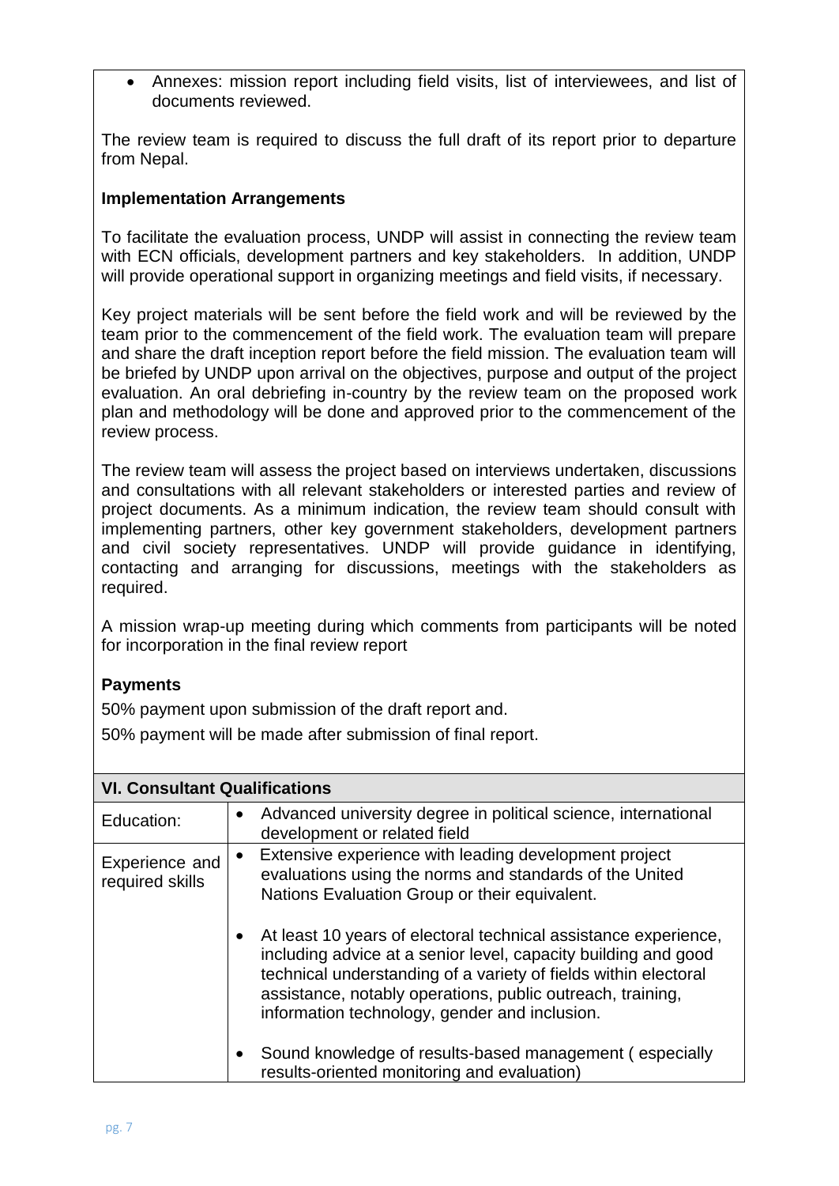- Annexes: mission report including field visits, list of interviewees, and list of documents reviewed.

The review team is required to discuss the full draft of its report prior to departure from Nepal.

**Implementation Arrangements**

To facilitate the evaluation process, UNDP will assist in connecting the review team with ECN officials, development partners and key stakeholders. In addition, UNDP will provide operational support in organizing meetings and field visits, if necessary.

Key project materials will be sent before the field work and will be reviewed by the team prior to the commencement of the field work. The evaluation team will prepare and share the draft inception report before the field mission. The evaluation team will be briefed by UNDP upon arrival on the objectives, purpose and output of the project evaluation. An oral debriefing in-country by the review team on the proposed work plan and methodology will be done and approved prior to the commencement of the review process.

The review team will assess the project based on interviews undertaken, discussions and consultations with all relevant stakeholders or interested parties and review of project documents. As a minimum indication, the review team should consult with implementing partners, other key government stakeholders, development partners and civil society representatives. UNDP will provide guidance in identifying, contacting and arranging for discussions, meetings with the stakeholders as required.

A mission wrap-up meeting during which comments from participants will be noted for incorporation in the final review report

**Payments**

50% payment upon submission of the draft report and.

50% payment will be made after submission of final report.

| **VI. Consultant Qualifications** | |
|---|---|
| Education: | • Advanced university degree in political science, international development or related field |
| Experience and required skills | • Extensive experience with leading development project evaluations using the norms and standards of the United Nations Evaluation Group or their equivalent.<br><br>• At least 10 years of electoral technical assistance experience, including advice at a senior level, capacity building and good technical understanding of a variety of fields within electoral assistance, notably operations, public outreach, training, information technology, gender and inclusion.<br><br>• Sound knowledge of results-based management ( especially results-oriented monitoring and evaluation) |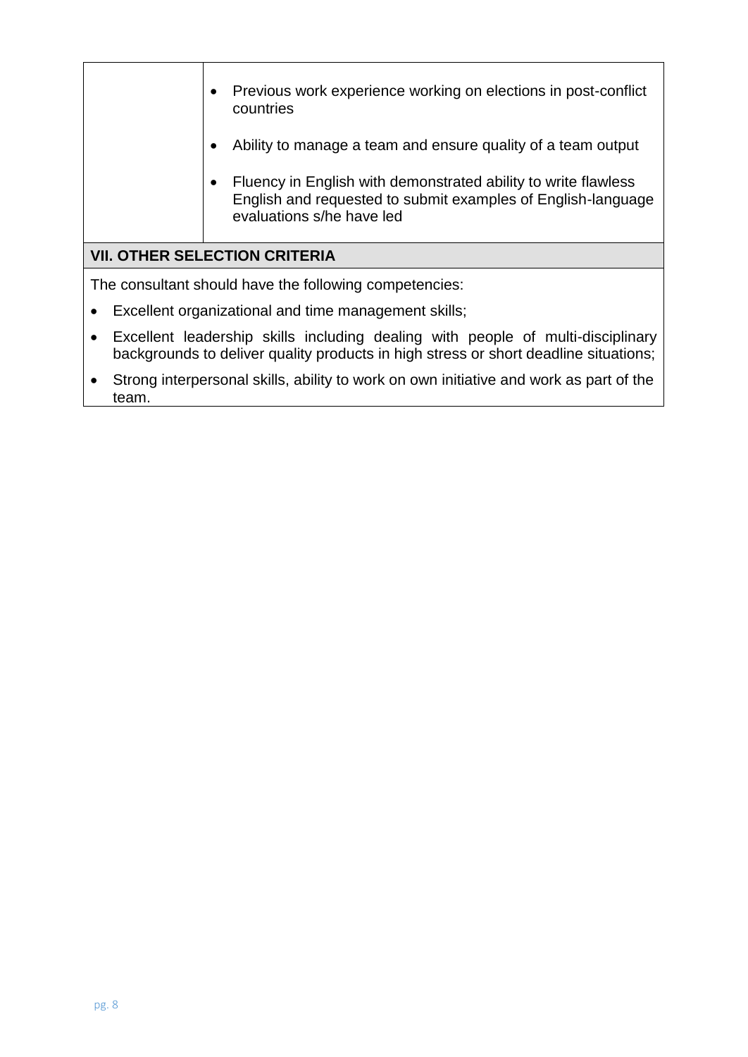| | |
|---|---|
| | • Previous work experience working on elections in post-conflict countries<br>• Ability to manage a team and ensure quality of a team output<br>• Fluency in English with demonstrated ability to write flawless English and requested to submit examples of English-language evaluations s/he have led |

## VII. OTHER SELECTION CRITERIA

The consultant should have the following competencies:

- Excellent organizational and time management skills;
- Excellent leadership skills including dealing with people of multi-disciplinary backgrounds to deliver quality products in high stress or short deadline situations;
- Strong interpersonal skills, ability to work on own initiative and work as part of the team.